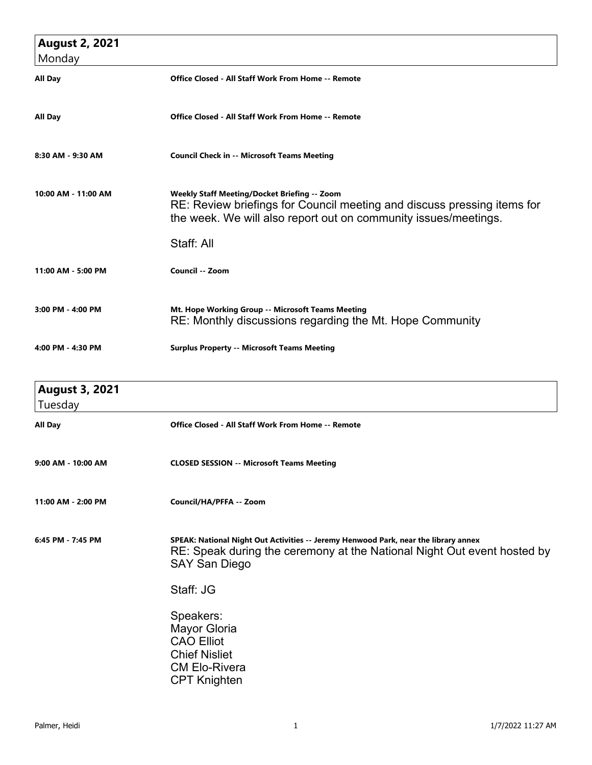## August 2, 2021
Monday

**All Day** — **Office Closed - All Staff Work From Home -- Remote**

**All Day** — **Office Closed - All Staff Work From Home -- Remote**

**8:30 AM - 9:30 AM** — **Council Check in -- Microsoft Teams Meeting**

**10:00 AM - 11:00 AM** — **Weekly Staff Meeting/Docket Briefing -- Zoom**

RE: Review briefings for Council meeting and discuss pressing items for the week. We will also report out on community issues/meetings.

Staff: All

**11:00 AM - 5:00 PM** — **Council -- Zoom**

**3:00 PM - 4:00 PM** — **Mt. Hope Working Group -- Microsoft Teams Meeting**

RE: Monthly discussions regarding the Mt. Hope Community

**4:00 PM - 4:30 PM** — **Surplus Property -- Microsoft Teams Meeting**

## August 3, 2021
Tuesday

**All Day** — **Office Closed - All Staff Work From Home -- Remote**

**9:00 AM - 10:00 AM** — **CLOSED SESSION -- Microsoft Teams Meeting**

**11:00 AM - 2:00 PM** — **Council/HA/PFFA -- Zoom**

**6:45 PM - 7:45 PM** — **SPEAK: National Night Out Activities -- Jeremy Henwood Park, near the library annex**

RE: Speak during the ceremony at the National Night Out event hosted by SAY San Diego

Staff: JG

Speakers:
Mayor Gloria
CAO Elliot
Chief Nisliet
CM Elo-Rivera
CPT Knighten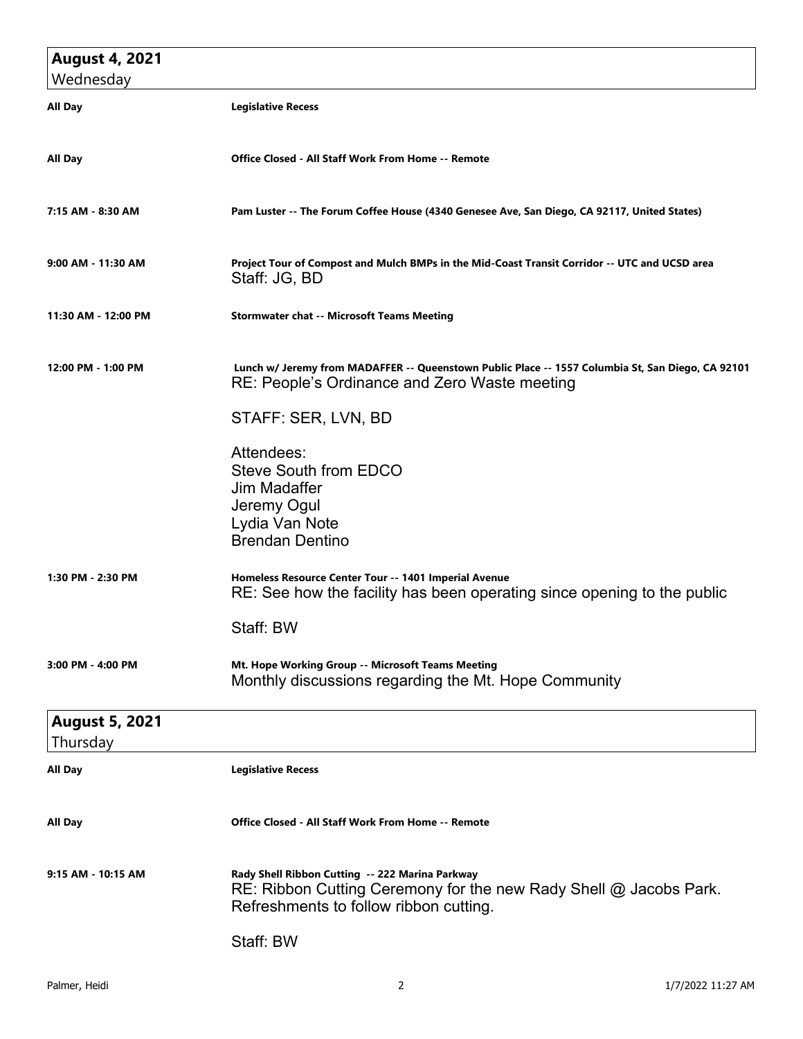## August 4, 2021
Wednesday

**All Day** — **Legislative Recess**

**All Day** — **Office Closed - All Staff Work From Home -- Remote**

**7:15 AM - 8:30 AM** — **Pam Luster -- The Forum Coffee House (4340 Genesee Ave, San Diego, CA 92117, United States)**

**9:00 AM - 11:30 AM** — **Project Tour of Compost and Mulch BMPs in the Mid-Coast Transit Corridor -- UTC and UCSD area**
Staff: JG, BD

**11:30 AM - 12:00 PM** — **Stormwater chat -- Microsoft Teams Meeting**

**12:00 PM - 1:00 PM** — **Lunch w/ Jeremy from MADAFFER -- Queenstown Public Place -- 1557 Columbia St, San Diego, CA 92101**
RE: People's Ordinance and Zero Waste meeting

STAFF: SER, LVN, BD

Attendees:
Steve South from EDCO
Jim Madaffer
Jeremy Ogul
Lydia Van Note
Brendan Dentino

**1:30 PM - 2:30 PM** — **Homeless Resource Center Tour -- 1401 Imperial Avenue**
RE: See how the facility has been operating since opening to the public

Staff: BW

**3:00 PM - 4:00 PM** — **Mt. Hope Working Group -- Microsoft Teams Meeting**
Monthly discussions regarding the Mt. Hope Community

## August 5, 2021
Thursday

**All Day** — **Legislative Recess**

**All Day** — **Office Closed - All Staff Work From Home -- Remote**

**9:15 AM - 10:15 AM** — **Rady Shell Ribbon Cutting -- 222 Marina Parkway**
RE: Ribbon Cutting Ceremony for the new Rady Shell @ Jacobs Park. Refreshments to follow ribbon cutting.

Staff: BW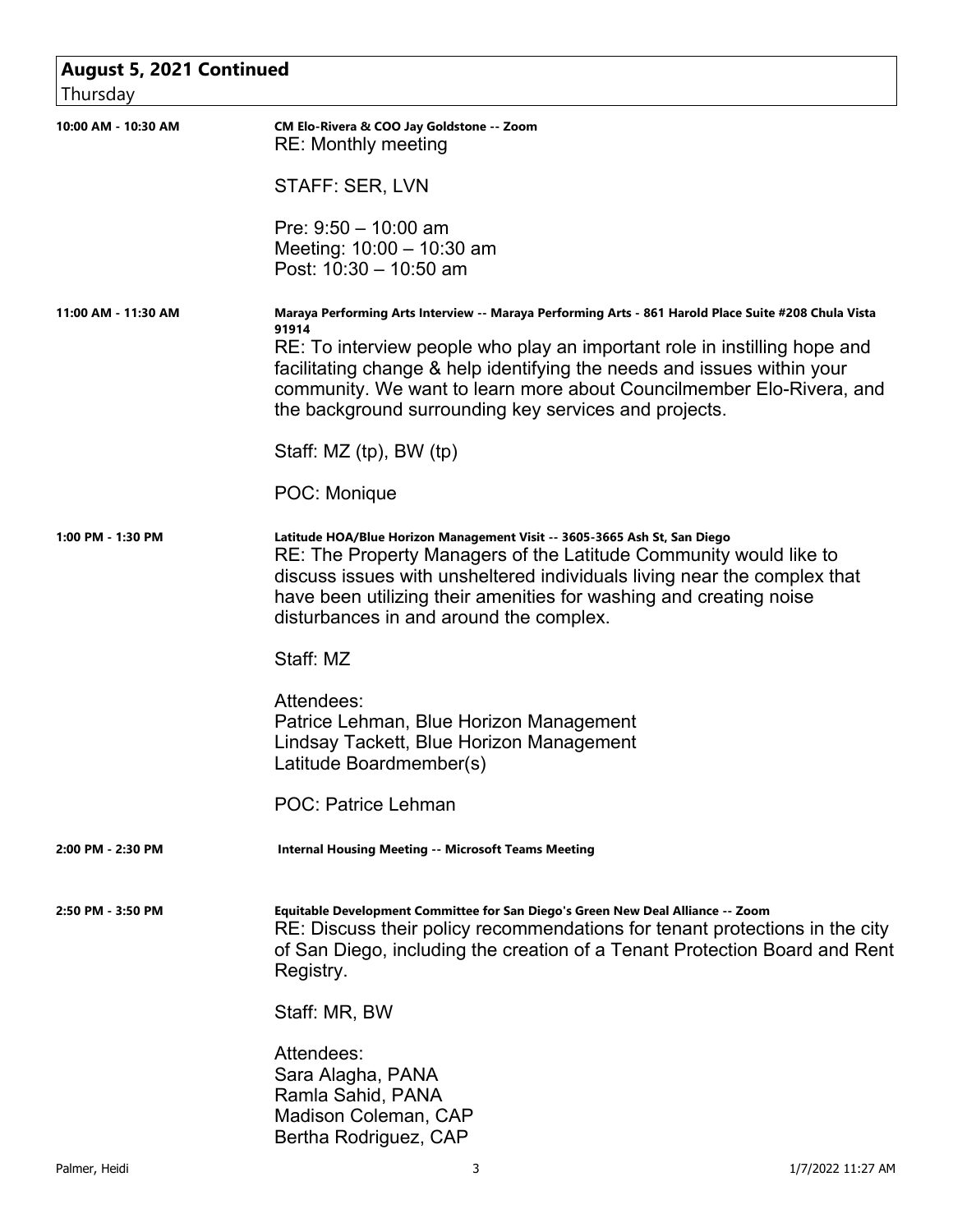## August 5, 2021 Continued

Thursday

**10:00 AM - 10:30 AM** — **CM Elo-Rivera & COO Jay Goldstone -- Zoom**

RE: Monthly meeting

STAFF: SER, LVN

Pre: 9:50 – 10:00 am
Meeting: 10:00 – 10:30 am
Post: 10:30 – 10:50 am

**11:00 AM - 11:30 AM** — **Maraya Performing Arts Interview -- Maraya Performing Arts - 861 Harold Place Suite #208 Chula Vista 91914**

RE: To interview people who play an important role in instilling hope and facilitating change & help identifying the needs and issues within your community. We want to learn more about Councilmember Elo-Rivera, and the background surrounding key services and projects.

Staff: MZ (tp), BW (tp)

POC: Monique

**1:00 PM - 1:30 PM** — **Latitude HOA/Blue Horizon Management Visit -- 3605-3665 Ash St, San Diego**

RE: The Property Managers of the Latitude Community would like to discuss issues with unsheltered individuals living near the complex that have been utilizing their amenities for washing and creating noise disturbances in and around the complex.

Staff: MZ

Attendees:
Patrice Lehman, Blue Horizon Management
Lindsay Tackett, Blue Horizon Management
Latitude Boardmember(s)

POC: Patrice Lehman

**2:00 PM - 2:30 PM** — **Internal Housing Meeting -- Microsoft Teams Meeting**

**2:50 PM - 3:50 PM** — **Equitable Development Committee for San Diego's Green New Deal Alliance -- Zoom**

RE: Discuss their policy recommendations for tenant protections in the city of San Diego, including the creation of a Tenant Protection Board and Rent Registry.

Staff: MR, BW

Attendees:
Sara Alagha, PANA
Ramla Sahid, PANA
Madison Coleman, CAP
Bertha Rodriguez, CAP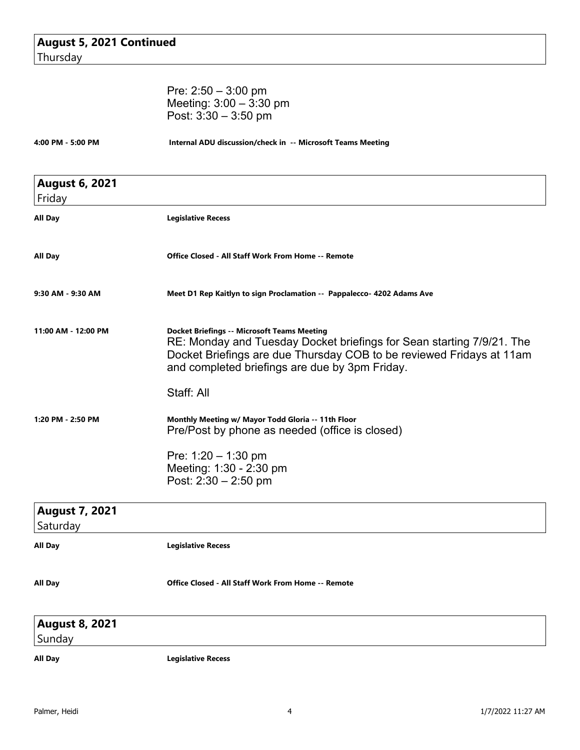## August 5, 2021 Continued
Thursday

Pre: 2:50 – 3:00 pm
Meeting: 3:00 – 3:30 pm
Post: 3:30 – 3:50 pm

**4:00 PM - 5:00 PM** — **Internal ADU discussion/check in -- Microsoft Teams Meeting**

## August 6, 2021
Friday

**All Day** — **Legislative Recess**

**All Day** — **Office Closed - All Staff Work From Home -- Remote**

**9:30 AM - 9:30 AM** — **Meet D1 Rep Kaitlyn to sign Proclamation -- Pappalecco- 4202 Adams Ave**

**11:00 AM - 12:00 PM** — **Docket Briefings -- Microsoft Teams Meeting**

RE: Monday and Tuesday Docket briefings for Sean starting 7/9/21. The Docket Briefings are due Thursday COB to be reviewed Fridays at 11am and completed briefings are due by 3pm Friday.

Staff: All

**1:20 PM - 2:50 PM** — **Monthly Meeting w/ Mayor Todd Gloria -- 11th Floor**

Pre/Post by phone as needed (office is closed)

Pre: 1:20 – 1:30 pm
Meeting: 1:30 - 2:30 pm
Post: 2:30 – 2:50 pm

## August 7, 2021
Saturday

**All Day** — **Legislative Recess**

**All Day** — **Office Closed - All Staff Work From Home -- Remote**

## August 8, 2021
Sunday

**All Day** — **Legislative Recess**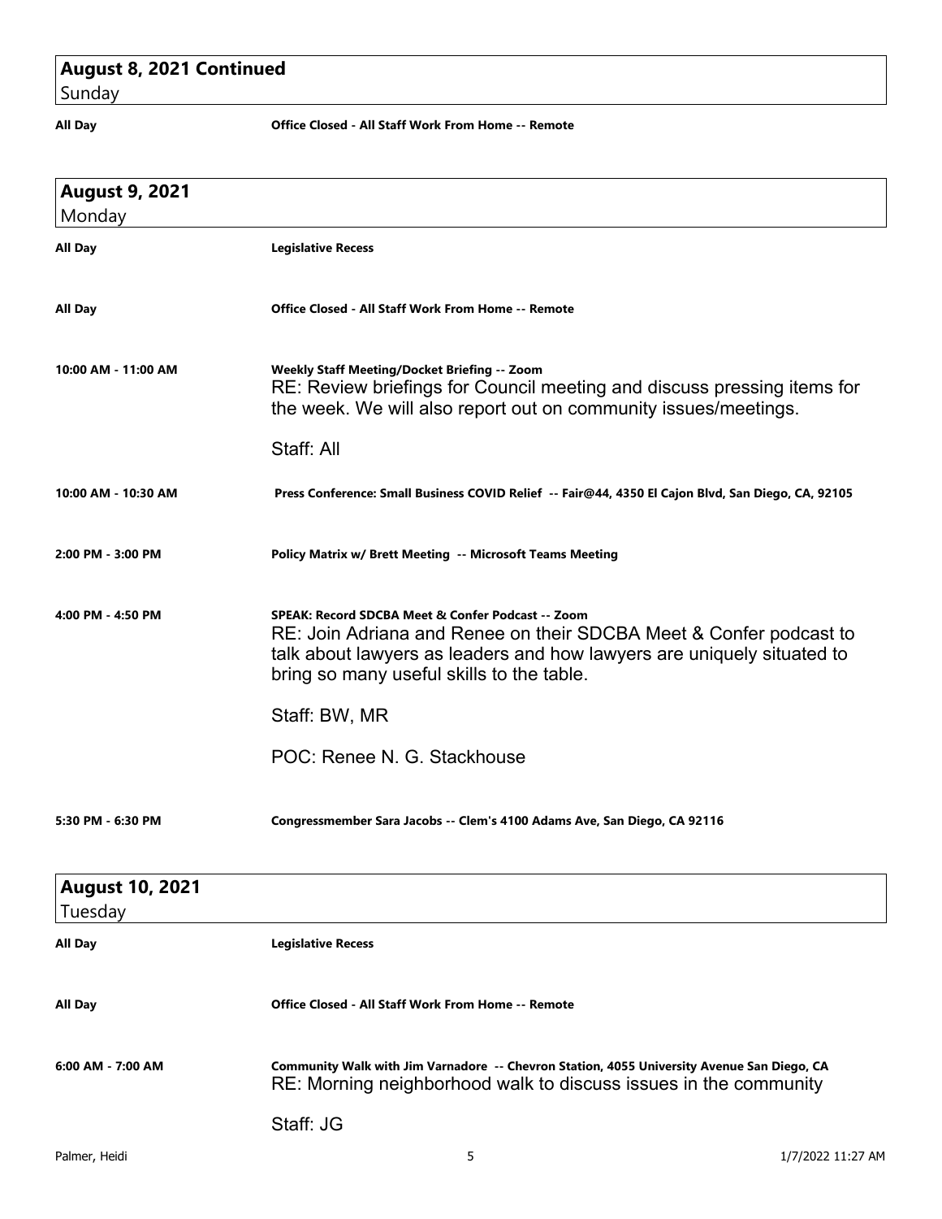## August 8, 2021 Continued
Sunday

**All Day** — **Office Closed - All Staff Work From Home -- Remote**

## August 9, 2021
Monday

**All Day** — **Legislative Recess**

**All Day** — **Office Closed - All Staff Work From Home -- Remote**

**10:00 AM - 11:00 AM** — **Weekly Staff Meeting/Docket Briefing -- Zoom**

RE: Review briefings for Council meeting and discuss pressing items for the week. We will also report out on community issues/meetings.

Staff: All

**10:00 AM - 10:30 AM** — **Press Conference: Small Business COVID Relief -- Fair@44, 4350 El Cajon Blvd, San Diego, CA, 92105**

**2:00 PM - 3:00 PM** — **Policy Matrix w/ Brett Meeting -- Microsoft Teams Meeting**

**4:00 PM - 4:50 PM** — **SPEAK: Record SDCBA Meet & Confer Podcast -- Zoom**

RE: Join Adriana and Renee on their SDCBA Meet & Confer podcast to talk about lawyers as leaders and how lawyers are uniquely situated to bring so many useful skills to the table.

Staff: BW, MR

POC: Renee N. G. Stackhouse

**5:30 PM - 6:30 PM** — **Congressmember Sara Jacobs -- Clem's 4100 Adams Ave, San Diego, CA 92116**

## August 10, 2021
Tuesday

**All Day** — **Legislative Recess**

**All Day** — **Office Closed - All Staff Work From Home -- Remote**

**6:00 AM - 7:00 AM** — **Community Walk with Jim Varnadore -- Chevron Station, 4055 University Avenue San Diego, CA**

RE: Morning neighborhood walk to discuss issues in the community

Staff: JG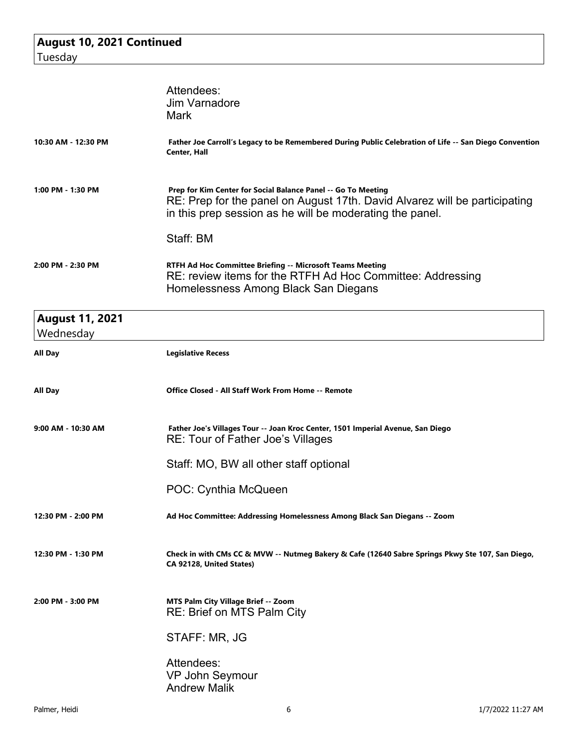## August 10, 2021 Continued
Tuesday

Attendees:
Jim Varnadore
Mark

**10:30 AM - 12:30 PM** — **Father Joe Carroll's Legacy to be Remembered During Public Celebration of Life -- San Diego Convention Center, Hall**

**1:00 PM - 1:30 PM** — **Prep for Kim Center for Social Balance Panel -- Go To Meeting**
RE: Prep for the panel on August 17th. David Alvarez will be participating in this prep session as he will be moderating the panel.

Staff: BM

**2:00 PM - 2:30 PM** — **RTFH Ad Hoc Committee Briefing -- Microsoft Teams Meeting**
RE: review items for the RTFH Ad Hoc Committee: Addressing Homelessness Among Black San Diegans

## August 11, 2021
Wednesday

**All Day** — **Legislative Recess**

**All Day** — **Office Closed - All Staff Work From Home -- Remote**

**9:00 AM - 10:30 AM** — **Father Joe's Villages Tour -- Joan Kroc Center, 1501 Imperial Avenue, San Diego**
RE: Tour of Father Joe's Villages

Staff: MO, BW all other staff optional

POC: Cynthia McQueen

**12:30 PM - 2:00 PM** — **Ad Hoc Committee: Addressing Homelessness Among Black San Diegans -- Zoom**

**12:30 PM - 1:30 PM** — **Check in with CMs CC & MVW -- Nutmeg Bakery & Cafe (12640 Sabre Springs Pkwy Ste 107, San Diego, CA 92128, United States)**

**2:00 PM - 3:00 PM** — **MTS Palm City Village Brief -- Zoom**
RE: Brief on MTS Palm City

STAFF: MR, JG

Attendees:
VP John Seymour
Andrew Malik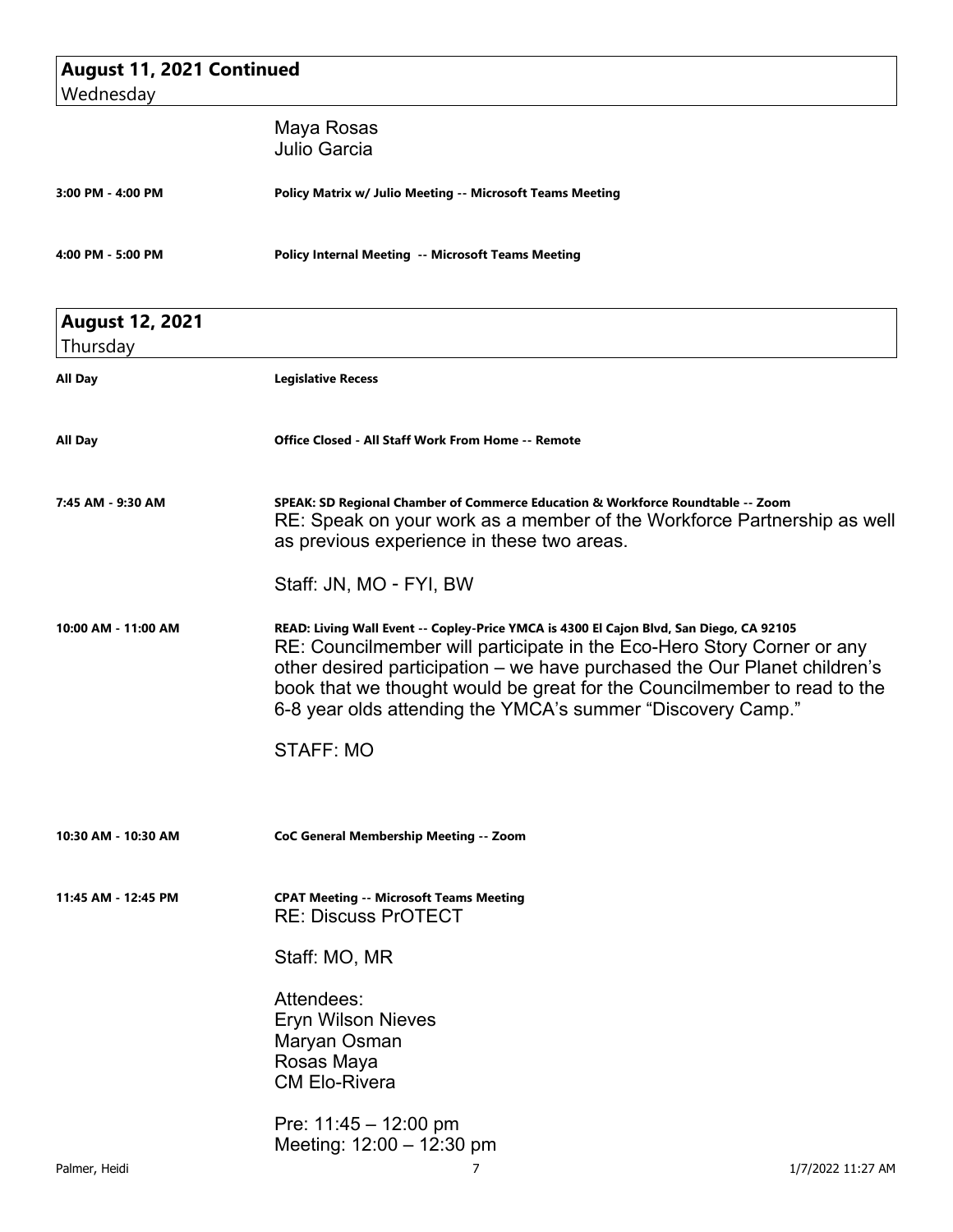## August 11, 2021 Continued
Wednesday

Maya Rosas
Julio Garcia

**3:00 PM - 4:00 PM** — **Policy Matrix w/ Julio Meeting -- Microsoft Teams Meeting**

**4:00 PM - 5:00 PM** — **Policy Internal Meeting -- Microsoft Teams Meeting**

## August 12, 2021
Thursday

**All Day** — **Legislative Recess**

**All Day** — **Office Closed - All Staff Work From Home -- Remote**

**7:45 AM - 9:30 AM** — **SPEAK: SD Regional Chamber of Commerce Education & Workforce Roundtable -- Zoom**

RE: Speak on your work as a member of the Workforce Partnership as well as previous experience in these two areas.

Staff: JN, MO - FYI, BW

**10:00 AM - 11:00 AM** — **READ: Living Wall Event -- Copley-Price YMCA is 4300 El Cajon Blvd, San Diego, CA 92105**

RE: Councilmember will participate in the Eco-Hero Story Corner or any other desired participation – we have purchased the Our Planet children's book that we thought would be great for the Councilmember to read to the 6-8 year olds attending the YMCA's summer "Discovery Camp."

STAFF: MO

**10:30 AM - 10:30 AM** — **CoC General Membership Meeting -- Zoom**

**11:45 AM - 12:45 PM** — **CPAT Meeting -- Microsoft Teams Meeting**

RE: Discuss PrOTECT

Staff: MO, MR

Attendees:
Eryn Wilson Nieves
Maryan Osman
Rosas Maya
CM Elo-Rivera

Pre: 11:45 – 12:00 pm
Meeting: 12:00 – 12:30 pm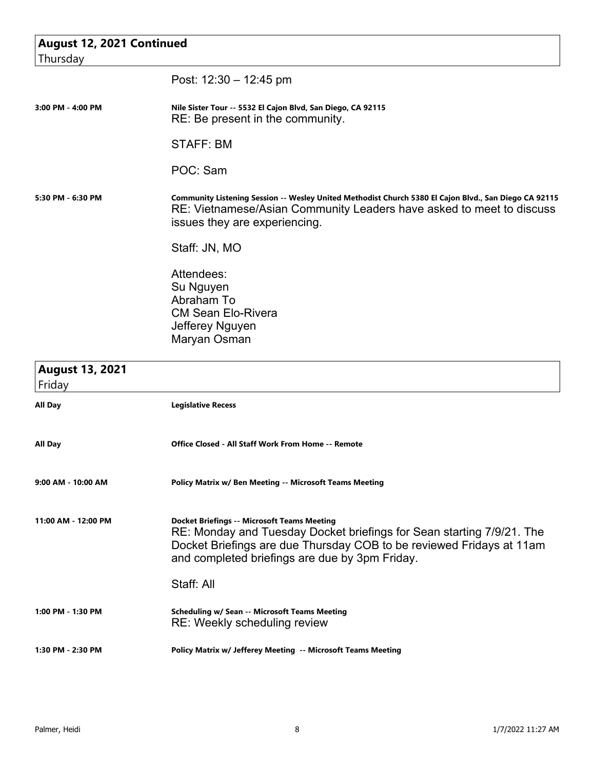## August 12, 2021 Continued
Thursday

Post: 12:30 – 12:45 pm

**3:00 PM - 4:00 PM** — **Nile Sister Tour -- 5532 El Cajon Blvd, San Diego, CA 92115**

RE: Be present in the community.

STAFF: BM

POC: Sam

**5:30 PM - 6:30 PM** — **Community Listening Session -- Wesley United Methodist Church 5380 El Cajon Blvd., San Diego CA 92115**

RE: Vietnamese/Asian Community Leaders have asked to meet to discuss issues they are experiencing.

Staff: JN, MO

Attendees:
Su Nguyen
Abraham To
CM Sean Elo-Rivera
Jefferey Nguyen
Maryan Osman

## August 13, 2021
Friday

**All Day** — **Legislative Recess**

**All Day** — **Office Closed - All Staff Work From Home -- Remote**

**9:00 AM - 10:00 AM** — **Policy Matrix w/ Ben Meeting -- Microsoft Teams Meeting**

**11:00 AM - 12:00 PM** — **Docket Briefings -- Microsoft Teams Meeting**

RE: Monday and Tuesday Docket briefings for Sean starting 7/9/21. The Docket Briefings are due Thursday COB to be reviewed Fridays at 11am and completed briefings are due by 3pm Friday.

Staff: All

**1:00 PM - 1:30 PM** — **Scheduling w/ Sean -- Microsoft Teams Meeting**

RE: Weekly scheduling review

**1:30 PM - 2:30 PM** — **Policy Matrix w/ Jefferey Meeting -- Microsoft Teams Meeting**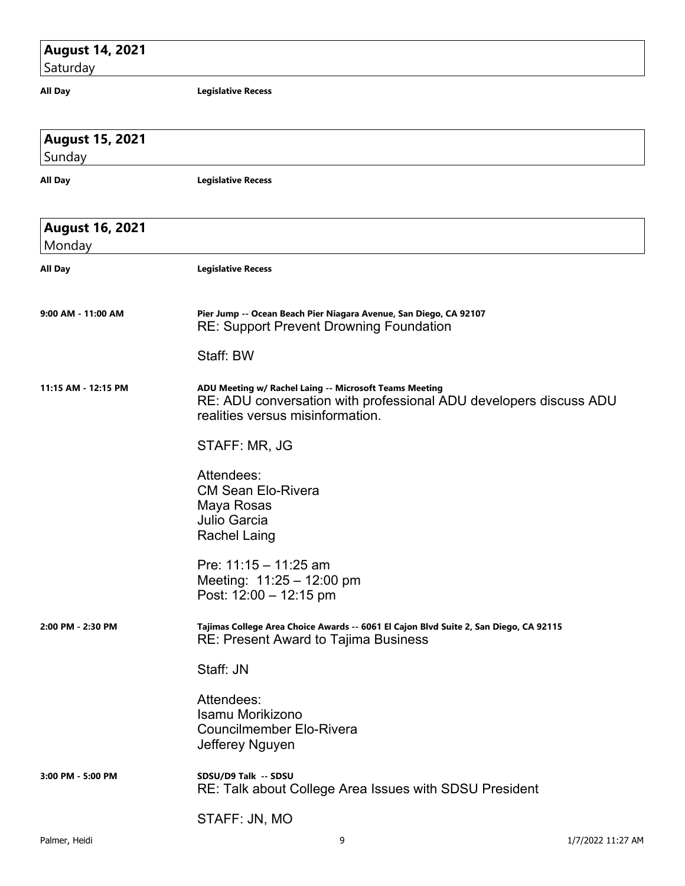## August 14, 2021
Saturday

**All Day** — **Legislative Recess**

## August 15, 2021
Sunday

**All Day** — **Legislative Recess**

## August 16, 2021
Monday

**All Day** — **Legislative Recess**

**9:00 AM - 11:00 AM** — **Pier Jump -- Ocean Beach Pier Niagara Avenue, San Diego, CA 92107**

RE: Support Prevent Drowning Foundation

Staff: BW

**11:15 AM - 12:15 PM** — **ADU Meeting w/ Rachel Laing -- Microsoft Teams Meeting**

RE: ADU conversation with professional ADU developers discuss ADU realities versus misinformation.

STAFF: MR, JG

Attendees:
CM Sean Elo-Rivera
Maya Rosas
Julio Garcia
Rachel Laing

Pre: 11:15 – 11:25 am
Meeting: 11:25 – 12:00 pm
Post: 12:00 – 12:15 pm

**2:00 PM - 2:30 PM** — **Tajimas College Area Choice Awards -- 6061 El Cajon Blvd Suite 2, San Diego, CA 92115**

RE: Present Award to Tajima Business

Staff: JN

Attendees:
Isamu Morikizono
Councilmember Elo-Rivera
Jefferey Nguyen

**3:00 PM - 5:00 PM** — **SDSU/D9 Talk -- SDSU**

RE: Talk about College Area Issues with SDSU President

STAFF: JN, MO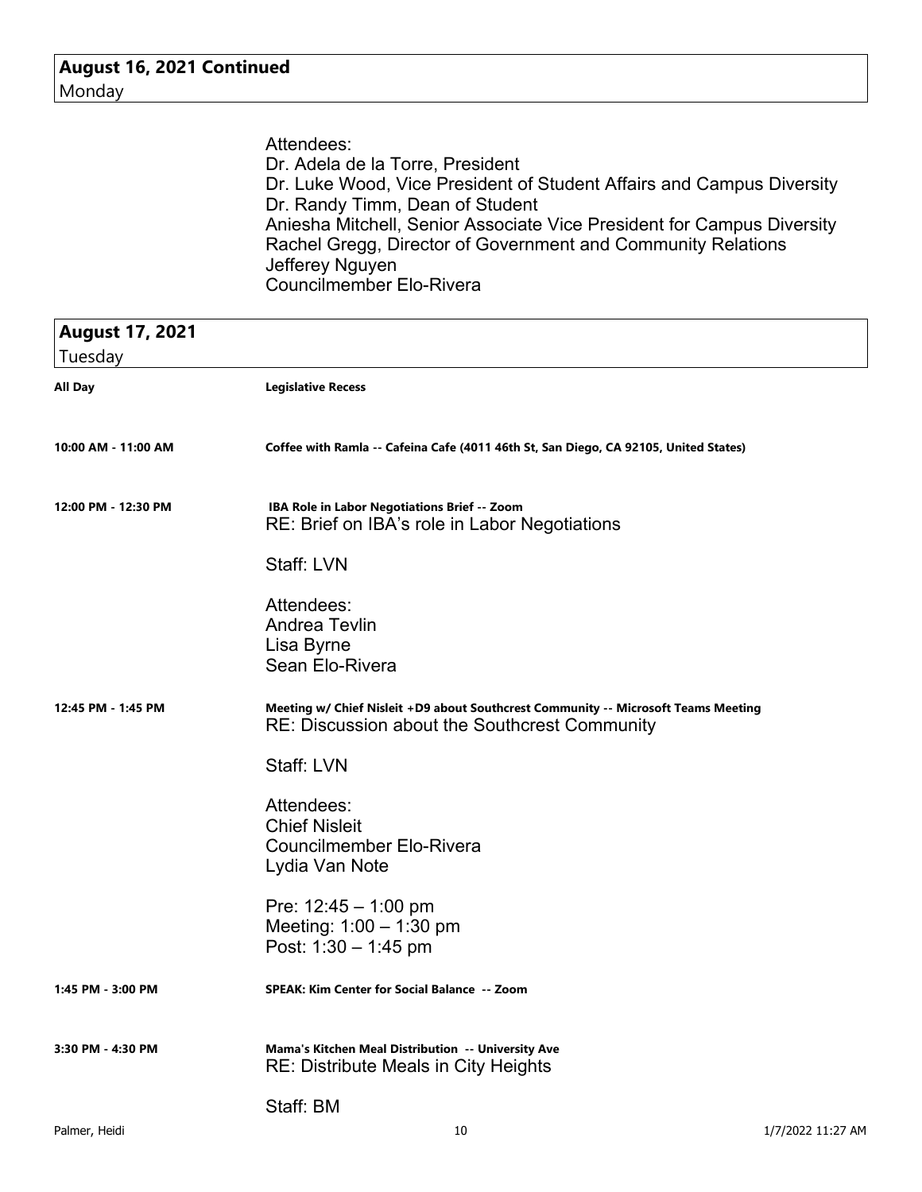## August 16, 2021 Continued
Monday

Attendees:
Dr. Adela de la Torre, President
Dr. Luke Wood, Vice President of Student Affairs and Campus Diversity
Dr. Randy Timm, Dean of Student
Aniesha Mitchell, Senior Associate Vice President for Campus Diversity
Rachel Gregg, Director of Government and Community Relations
Jefferey Nguyen
Councilmember Elo-Rivera

## August 17, 2021
Tuesday

**All Day** — **Legislative Recess**

**10:00 AM - 11:00 AM** — **Coffee with Ramla -- Cafeina Cafe (4011 46th St, San Diego, CA 92105, United States)**

**12:00 PM - 12:30 PM** — **IBA Role in Labor Negotiations Brief -- Zoom**

RE: Brief on IBA's role in Labor Negotiations

Staff: LVN

Attendees:
Andrea Tevlin
Lisa Byrne
Sean Elo-Rivera

**12:45 PM - 1:45 PM** — **Meeting w/ Chief Nisleit +D9 about Southcrest Community -- Microsoft Teams Meeting**

RE: Discussion about the Southcrest Community

Staff: LVN

Attendees:
Chief Nisleit
Councilmember Elo-Rivera
Lydia Van Note

Pre: 12:45 – 1:00 pm
Meeting: 1:00 – 1:30 pm
Post: 1:30 – 1:45 pm

**1:45 PM - 3:00 PM** — **SPEAK: Kim Center for Social Balance -- Zoom**

**3:30 PM - 4:30 PM** — **Mama's Kitchen Meal Distribution -- University Ave**

RE: Distribute Meals in City Heights

Staff: BM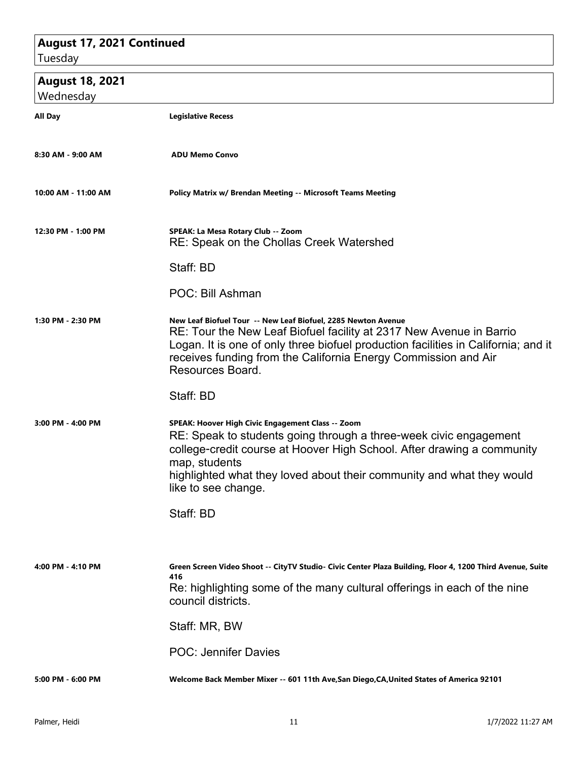## August 17, 2021 Continued
Tuesday

## August 18, 2021
Wednesday

**All Day** — **Legislative Recess**

**8:30 AM - 9:00 AM** — **ADU Memo Convo**

**10:00 AM - 11:00 AM** — **Policy Matrix w/ Brendan Meeting -- Microsoft Teams Meeting**

**12:30 PM - 1:00 PM** — **SPEAK: La Mesa Rotary Club -- Zoom**

RE: Speak on the Chollas Creek Watershed

Staff: BD

POC: Bill Ashman

**1:30 PM - 2:30 PM** — **New Leaf Biofuel Tour -- New Leaf Biofuel, 2285 Newton Avenue**

RE: Tour the New Leaf Biofuel facility at 2317 New Avenue in Barrio Logan. It is one of only three biofuel production facilities in California; and it receives funding from the California Energy Commission and Air Resources Board.

Staff: BD

**3:00 PM - 4:00 PM** — **SPEAK: Hoover High Civic Engagement Class -- Zoom**

RE: Speak to students going through a three-week civic engagement college-credit course at Hoover High School. After drawing a community map, students
highlighted what they loved about their community and what they would like to see change.

Staff: BD

**4:00 PM - 4:10 PM** — **Green Screen Video Shoot -- CityTV Studio- Civic Center Plaza Building, Floor 4, 1200 Third Avenue, Suite 416**

Re: highlighting some of the many cultural offerings in each of the nine council districts.

Staff: MR, BW

POC: Jennifer Davies

**5:00 PM - 6:00 PM** — **Welcome Back Member Mixer -- 601 11th Ave,San Diego,CA,United States of America 92101**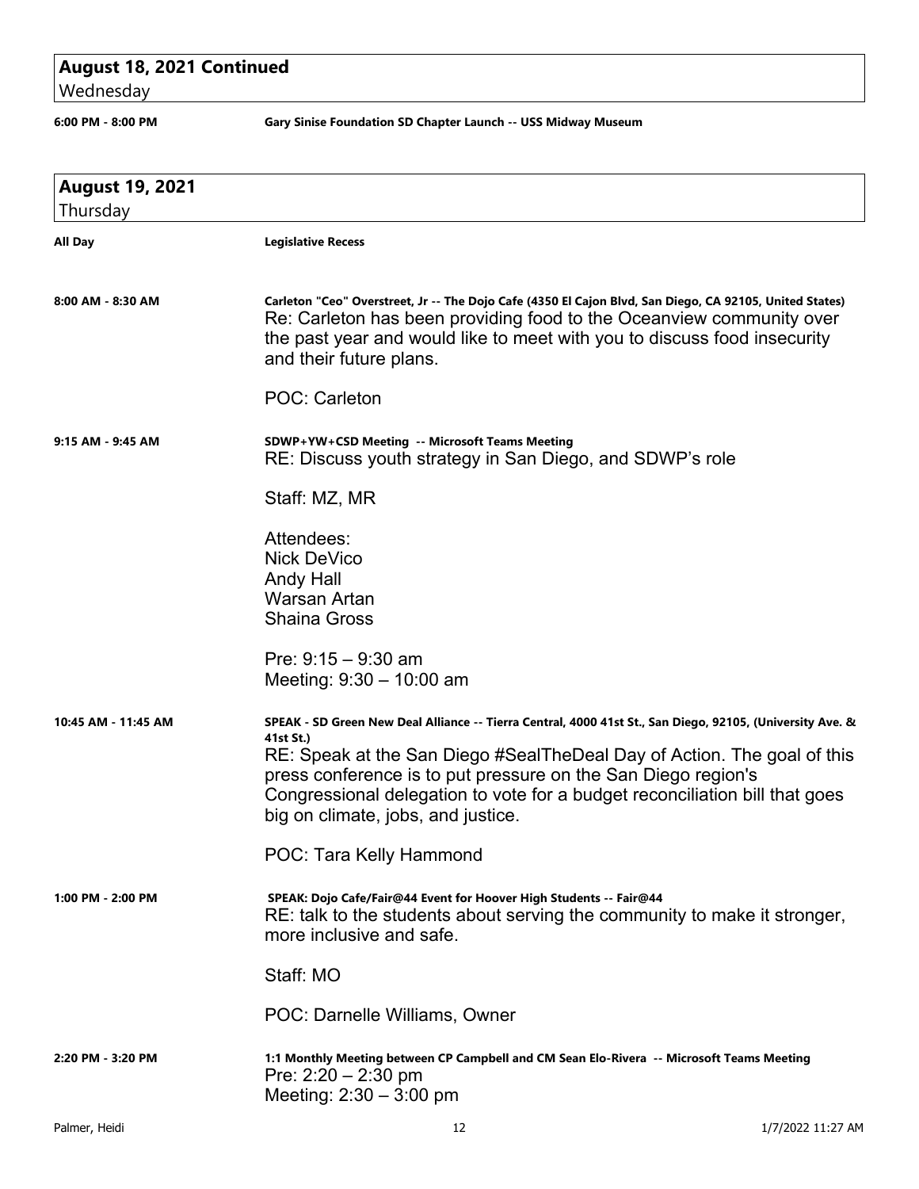## August 18, 2021 Continued

Wednesday

**6:00 PM - 8:00 PM** — **Gary Sinise Foundation SD Chapter Launch -- USS Midway Museum**

## August 19, 2021

Thursday

**All Day** — **Legislative Recess**

**8:00 AM - 8:30 AM** — **Carleton "Ceo" Overstreet, Jr -- The Dojo Cafe (4350 El Cajon Blvd, San Diego, CA 92105, United States)**

Re: Carleton has been providing food to the Oceanview community over the past year and would like to meet with you to discuss food insecurity and their future plans.

POC: Carleton

**9:15 AM - 9:45 AM** — **SDWP+YW+CSD Meeting -- Microsoft Teams Meeting**

RE: Discuss youth strategy in San Diego, and SDWP's role

Staff: MZ, MR

Attendees:
Nick DeVico
Andy Hall
Warsan Artan
Shaina Gross

Pre: 9:15 – 9:30 am
Meeting: 9:30 – 10:00 am

**10:45 AM - 11:45 AM** — **SPEAK - SD Green New Deal Alliance -- Tierra Central, 4000 41st St., San Diego, 92105, (University Ave. & 41st St.)**

RE: Speak at the San Diego #SealTheDeal Day of Action. The goal of this press conference is to put pressure on the San Diego region's Congressional delegation to vote for a budget reconciliation bill that goes big on climate, jobs, and justice.

POC: Tara Kelly Hammond

**1:00 PM - 2:00 PM** — **SPEAK: Dojo Cafe/Fair@44 Event for Hoover High Students -- Fair@44**

RE: talk to the students about serving the community to make it stronger, more inclusive and safe.

Staff: MO

POC: Darnelle Williams, Owner

**2:20 PM - 3:20 PM** — **1:1 Monthly Meeting between CP Campbell and CM Sean Elo-Rivera -- Microsoft Teams Meeting**

Pre: 2:20 – 2:30 pm
Meeting: 2:30 – 3:00 pm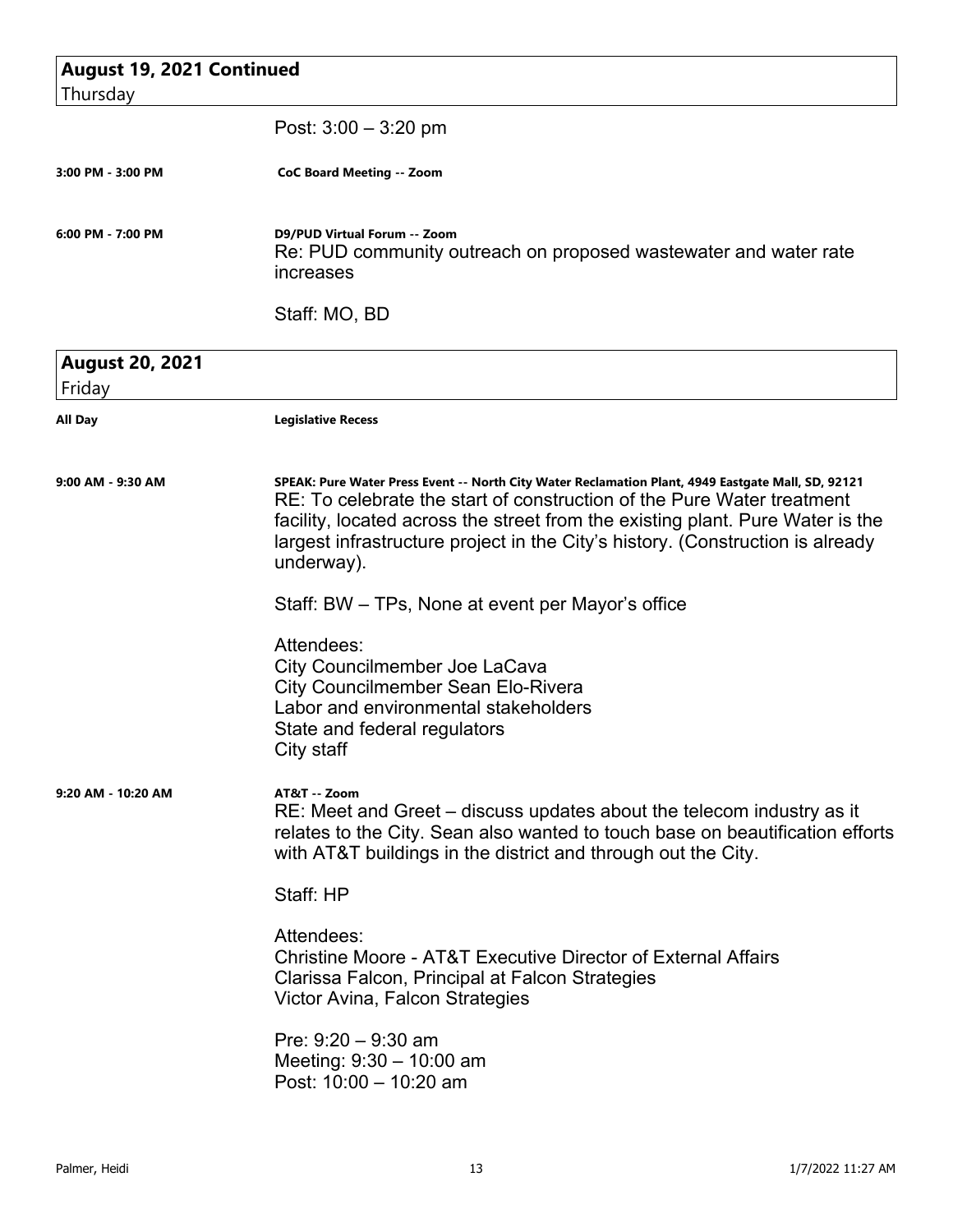## August 19, 2021 Continued
Thursday

Post: 3:00 – 3:20 pm

**3:00 PM - 3:00 PM** — **CoC Board Meeting -- Zoom**

**6:00 PM - 7:00 PM** — **D9/PUD Virtual Forum -- Zoom**

Re: PUD community outreach on proposed wastewater and water rate increases

Staff: MO, BD

## August 20, 2021
Friday

**All Day** — **Legislative Recess**

**9:00 AM - 9:30 AM** — **SPEAK: Pure Water Press Event -- North City Water Reclamation Plant, 4949 Eastgate Mall, SD, 92121**

RE: To celebrate the start of construction of the Pure Water treatment facility, located across the street from the existing plant. Pure Water is the largest infrastructure project in the City's history. (Construction is already underway).

Staff: BW – TPs, None at event per Mayor's office

Attendees:
City Councilmember Joe LaCava
City Councilmember Sean Elo-Rivera
Labor and environmental stakeholders
State and federal regulators
City staff

**9:20 AM - 10:20 AM** — **AT&T -- Zoom**

RE: Meet and Greet – discuss updates about the telecom industry as it relates to the City. Sean also wanted to touch base on beautification efforts with AT&T buildings in the district and through out the City.

Staff: HP

Attendees:
Christine Moore - AT&T Executive Director of External Affairs
Clarissa Falcon, Principal at Falcon Strategies
Victor Avina, Falcon Strategies

Pre: 9:20 – 9:30 am
Meeting: 9:30 – 10:00 am
Post: 10:00 – 10:20 am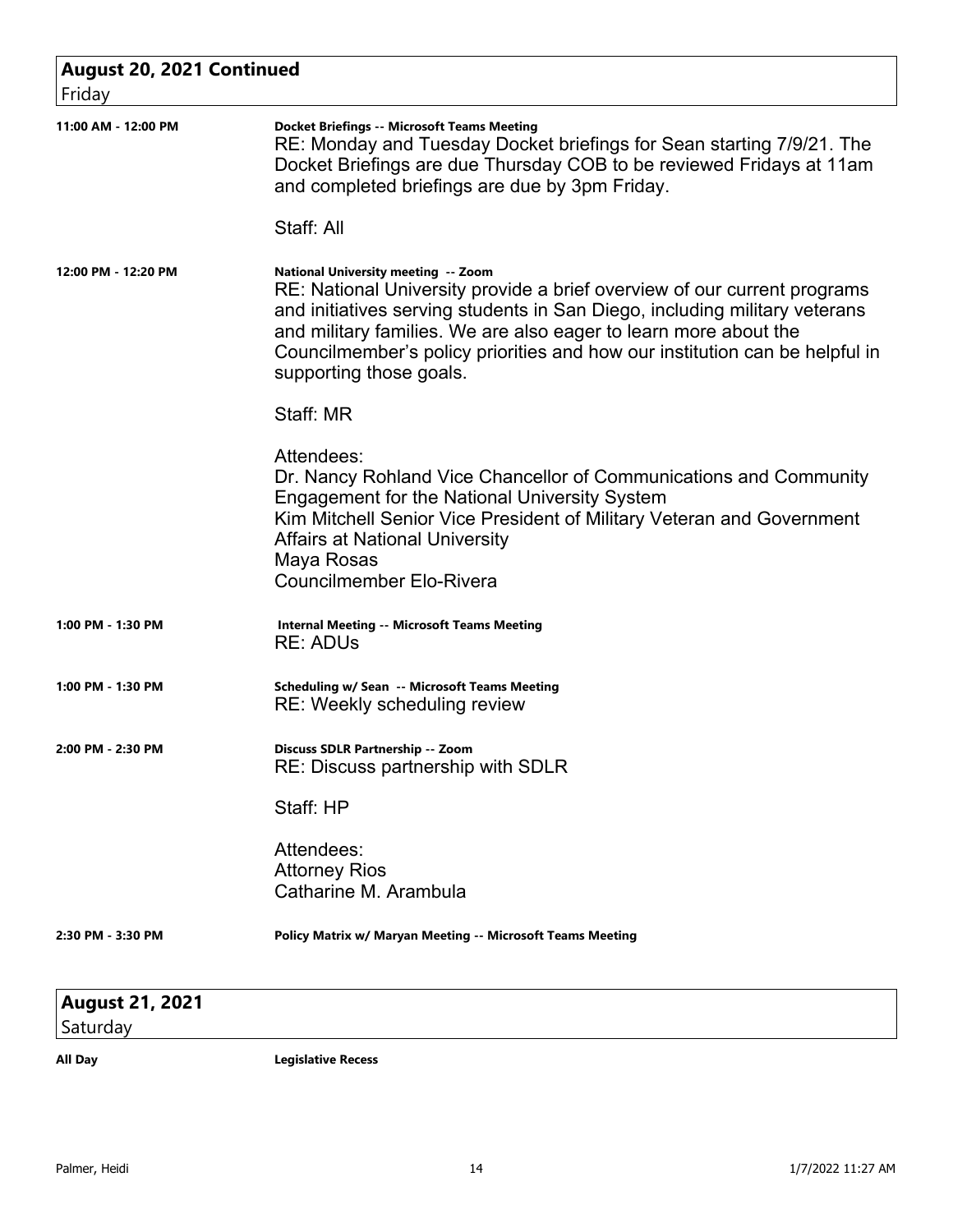## August 20, 2021 Continued
Friday

**11:00 AM - 12:00 PM** — **Docket Briefings -- Microsoft Teams Meeting**

RE: Monday and Tuesday Docket briefings for Sean starting 7/9/21. The Docket Briefings are due Thursday COB to be reviewed Fridays at 11am and completed briefings are due by 3pm Friday.

Staff: All

**12:00 PM - 12:20 PM** — **National University meeting -- Zoom**

RE: National University provide a brief overview of our current programs and initiatives serving students in San Diego, including military veterans and military families. We are also eager to learn more about the Councilmember's policy priorities and how our institution can be helpful in supporting those goals.

Staff: MR

Attendees:
Dr. Nancy Rohland Vice Chancellor of Communications and Community Engagement for the National University System
Kim Mitchell Senior Vice President of Military Veteran and Government Affairs at National University
Maya Rosas
Councilmember Elo-Rivera

**1:00 PM - 1:30 PM** — **Internal Meeting -- Microsoft Teams Meeting**

RE: ADUs

**1:00 PM - 1:30 PM** — **Scheduling w/ Sean -- Microsoft Teams Meeting**

RE: Weekly scheduling review

**2:00 PM - 2:30 PM** — **Discuss SDLR Partnership -- Zoom**

RE: Discuss partnership with SDLR

Staff: HP

Attendees:
Attorney Rios
Catharine M. Arambula

**2:30 PM - 3:30 PM** — **Policy Matrix w/ Maryan Meeting -- Microsoft Teams Meeting**

## August 21, 2021
Saturday

**All Day** — **Legislative Recess**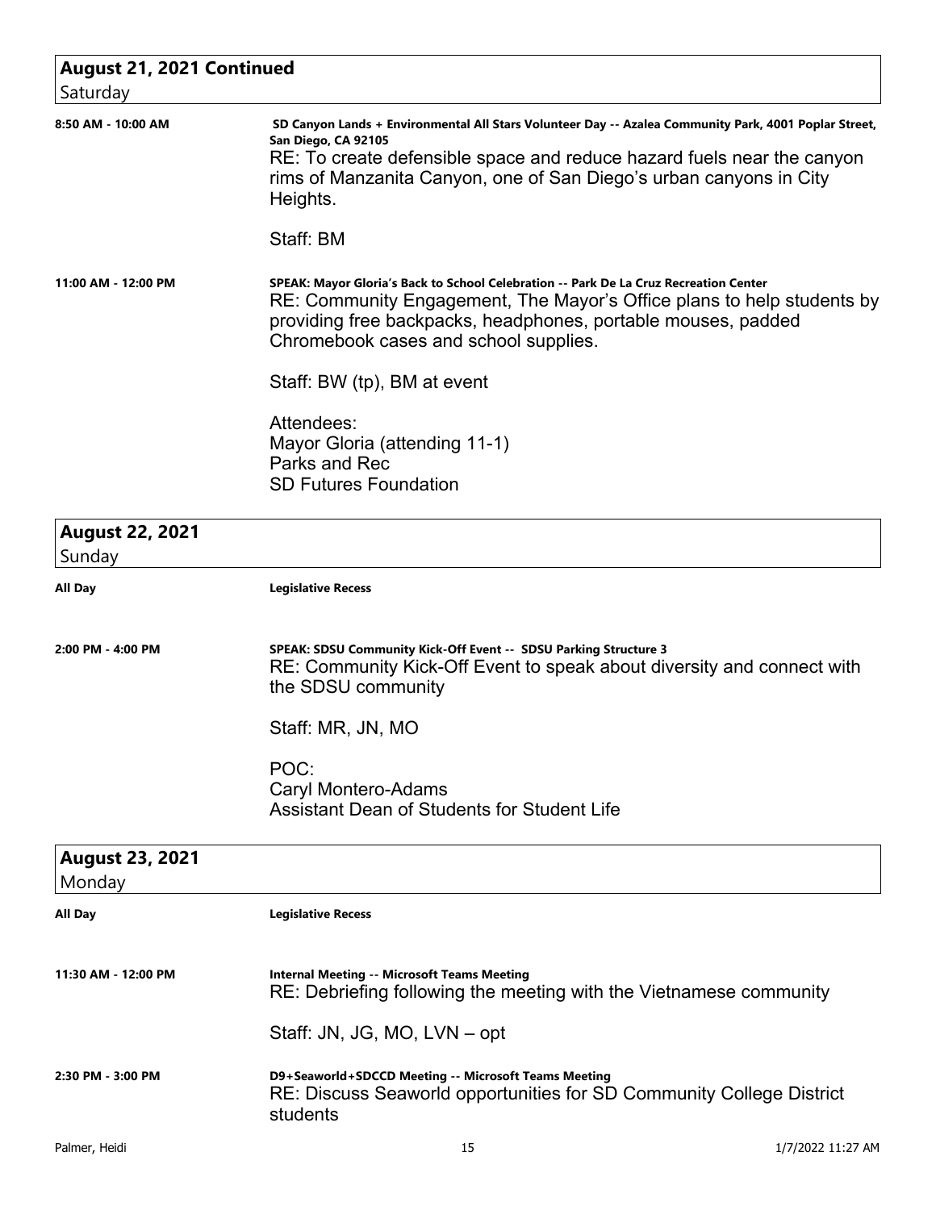## August 21, 2021 Continued
Saturday

**8:50 AM - 10:00 AM**

**SD Canyon Lands + Environmental All Stars Volunteer Day -- Azalea Community Park, 4001 Poplar Street, San Diego, CA 92105**

RE: To create defensible space and reduce hazard fuels near the canyon rims of Manzanita Canyon, one of San Diego's urban canyons in City Heights.

Staff: BM

**11:00 AM - 12:00 PM**

**SPEAK: Mayor Gloria's Back to School Celebration -- Park De La Cruz Recreation Center**

RE: Community Engagement, The Mayor's Office plans to help students by providing free backpacks, headphones, portable mouses, padded Chromebook cases and school supplies.

Staff: BW (tp), BM at event

Attendees:
Mayor Gloria (attending 11-1)
Parks and Rec
SD Futures Foundation

## August 22, 2021
Sunday

**All Day**

**Legislative Recess**

**2:00 PM - 4:00 PM**

**SPEAK: SDSU Community Kick-Off Event -- SDSU Parking Structure 3**

RE: Community Kick-Off Event to speak about diversity and connect with the SDSU community

Staff: MR, JN, MO

POC:
Caryl Montero-Adams
Assistant Dean of Students for Student Life

## August 23, 2021
Monday

**All Day**

**Legislative Recess**

**11:30 AM - 12:00 PM**

**Internal Meeting -- Microsoft Teams Meeting**

RE: Debriefing following the meeting with the Vietnamese community

Staff: JN, JG, MO, LVN – opt

**2:30 PM - 3:00 PM**

**D9+Seaworld+SDCCD Meeting -- Microsoft Teams Meeting**

RE: Discuss Seaworld opportunities for SD Community College District students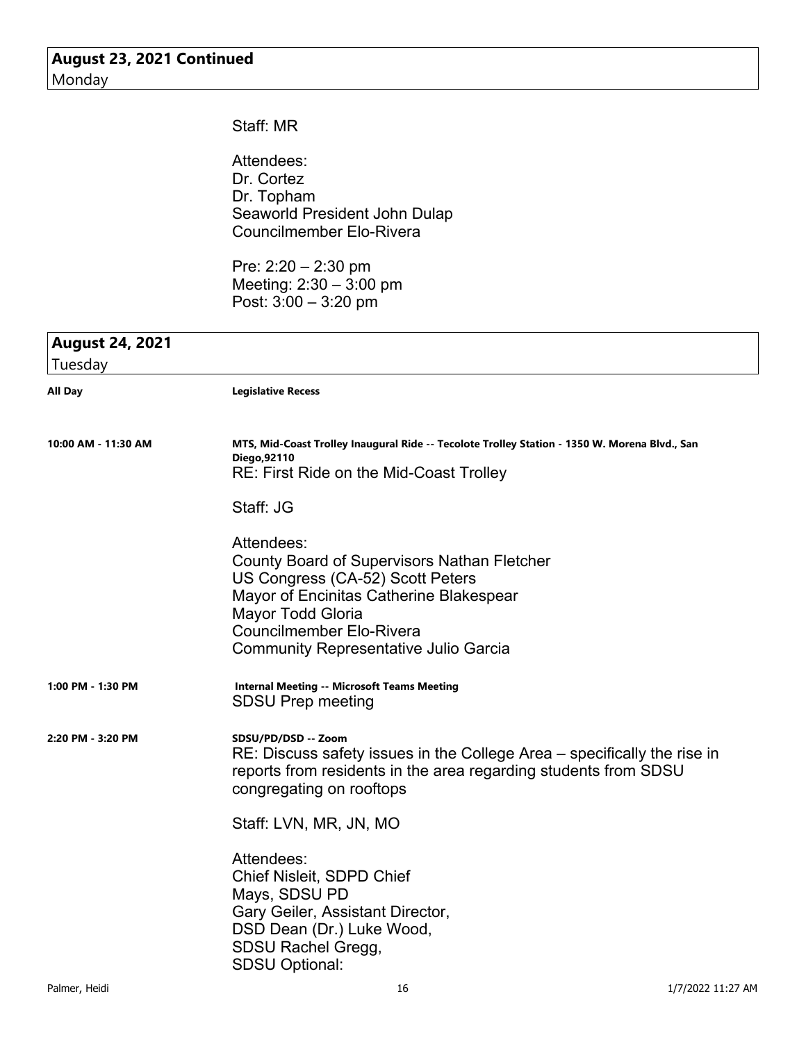## August 23, 2021 Continued
Monday

Staff: MR

Attendees:
Dr. Cortez
Dr. Topham
Seaworld President John Dulap
Councilmember Elo-Rivera

Pre: 2:20 – 2:30 pm
Meeting: 2:30 – 3:00 pm
Post: 3:00 – 3:20 pm

## August 24, 2021
Tuesday

**All Day** — **Legislative Recess**

**10:00 AM - 11:30 AM** — **MTS, Mid-Coast Trolley Inaugural Ride -- Tecolote Trolley Station - 1350 W. Morena Blvd., San Diego,92110**

RE: First Ride on the Mid-Coast Trolley

Staff: JG

Attendees:
County Board of Supervisors Nathan Fletcher
US Congress (CA-52) Scott Peters
Mayor of Encinitas Catherine Blakespear
Mayor Todd Gloria
Councilmember Elo-Rivera
Community Representative Julio Garcia

**1:00 PM - 1:30 PM** — **Internal Meeting -- Microsoft Teams Meeting**

SDSU Prep meeting

**2:20 PM - 3:20 PM** — **SDSU/PD/DSD -- Zoom**

RE: Discuss safety issues in the College Area – specifically the rise in reports from residents in the area regarding students from SDSU congregating on rooftops

Staff: LVN, MR, JN, MO

Attendees:
Chief Nisleit, SDPD Chief
Mays, SDSU PD
Gary Geiler, Assistant Director,
DSD Dean (Dr.) Luke Wood,
SDSU Rachel Gregg,
SDSU Optional: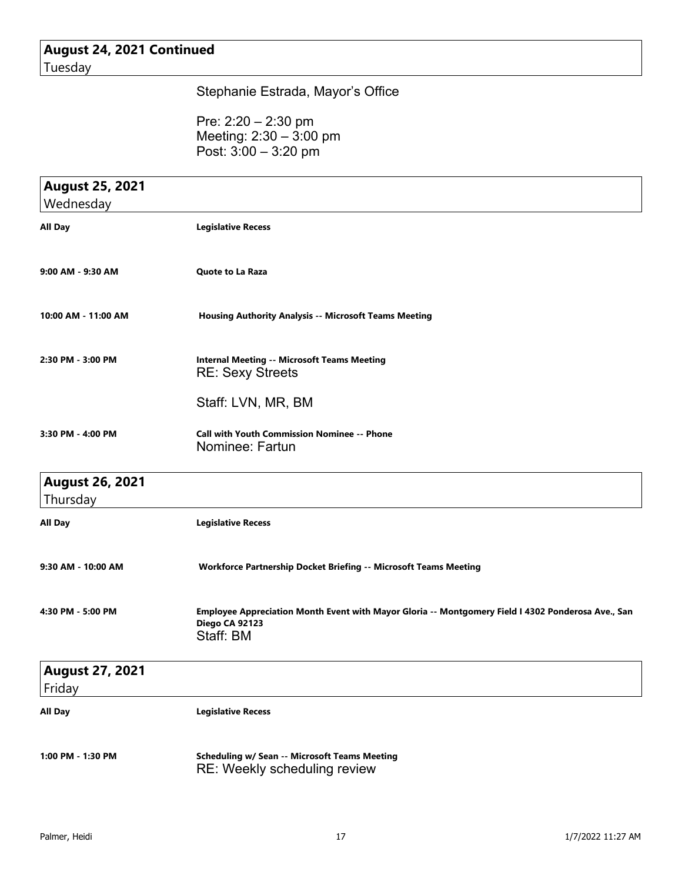## August 24, 2021 Continued
Tuesday

Stephanie Estrada, Mayor's Office

Pre: 2:20 – 2:30 pm
Meeting: 2:30 – 3:00 pm
Post: 3:00 – 3:20 pm

## August 25, 2021
Wednesday

| | |
|---|---|
| **All Day** | **Legislative Recess** |
| **9:00 AM - 9:30 AM** | **Quote to La Raza** |
| **10:00 AM - 11:00 AM** | **Housing Authority Analysis -- Microsoft Teams Meeting** |
| **2:30 PM - 3:00 PM** | **Internal Meeting -- Microsoft Teams Meeting**<br>RE: Sexy Streets<br><br>Staff: LVN, MR, BM |
| **3:30 PM - 4:00 PM** | **Call with Youth Commission Nominee -- Phone**<br>Nominee: Fartun |

## August 26, 2021
Thursday

| | |
|---|---|
| **All Day** | **Legislative Recess** |
| **9:30 AM - 10:00 AM** | **Workforce Partnership Docket Briefing -- Microsoft Teams Meeting** |
| **4:30 PM - 5:00 PM** | **Employee Appreciation Month Event with Mayor Gloria -- Montgomery Field I 4302 Ponderosa Ave., San Diego CA 92123**<br>Staff: BM |

## August 27, 2021
Friday

| | |
|---|---|
| **All Day** | **Legislative Recess** |
| **1:00 PM - 1:30 PM** | **Scheduling w/ Sean -- Microsoft Teams Meeting**<br>RE: Weekly scheduling review |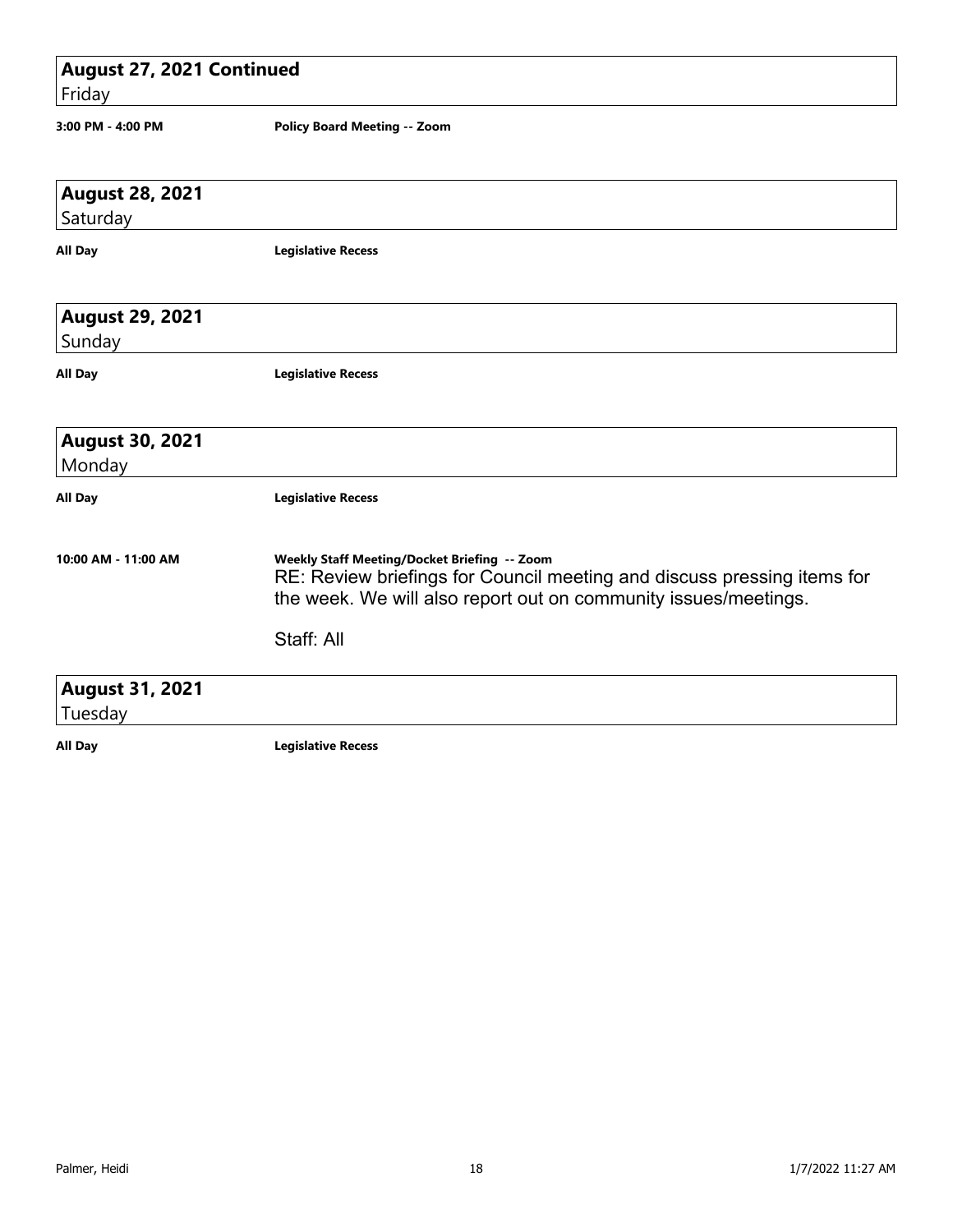**August 27, 2021 Continued**
Friday

**3:00 PM - 4:00 PM** **Policy Board Meeting -- Zoom**

**August 28, 2021**
Saturday

**All Day** **Legislative Recess**

**August 29, 2021**
Sunday

**All Day** **Legislative Recess**

**August 30, 2021**
Monday

**All Day** **Legislative Recess**

**10:00 AM - 11:00 AM** **Weekly Staff Meeting/Docket Briefing -- Zoom**
RE: Review briefings for Council meeting and discuss pressing items for the week. We will also report out on community issues/meetings.

Staff: All

**August 31, 2021**
Tuesday

**All Day** **Legislative Recess**